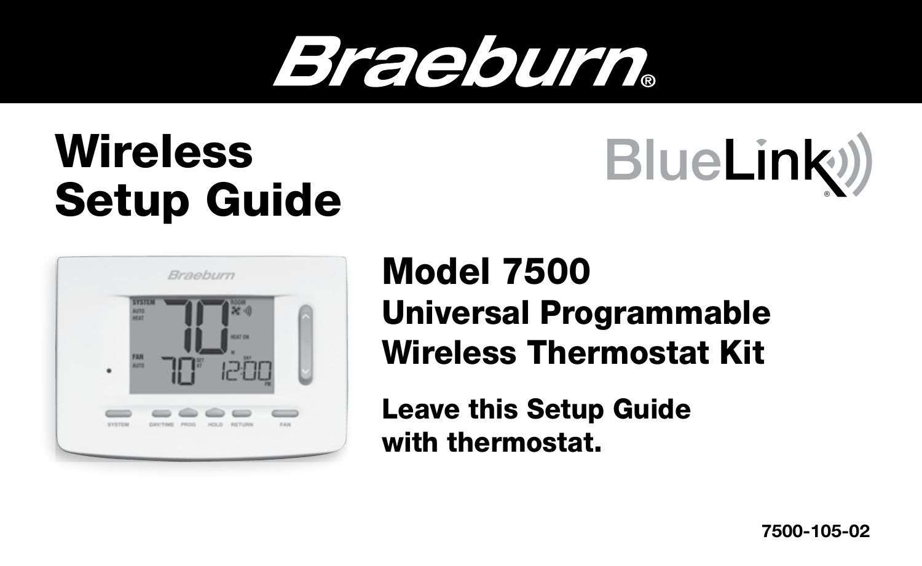# Braeburn®

# Wireless Setup Guide

BlueLink®

## Model 7500

### Universal Programmable Wireless Thermostat Kit

**Leave this Setup Guide with thermostat.**

7500-105-02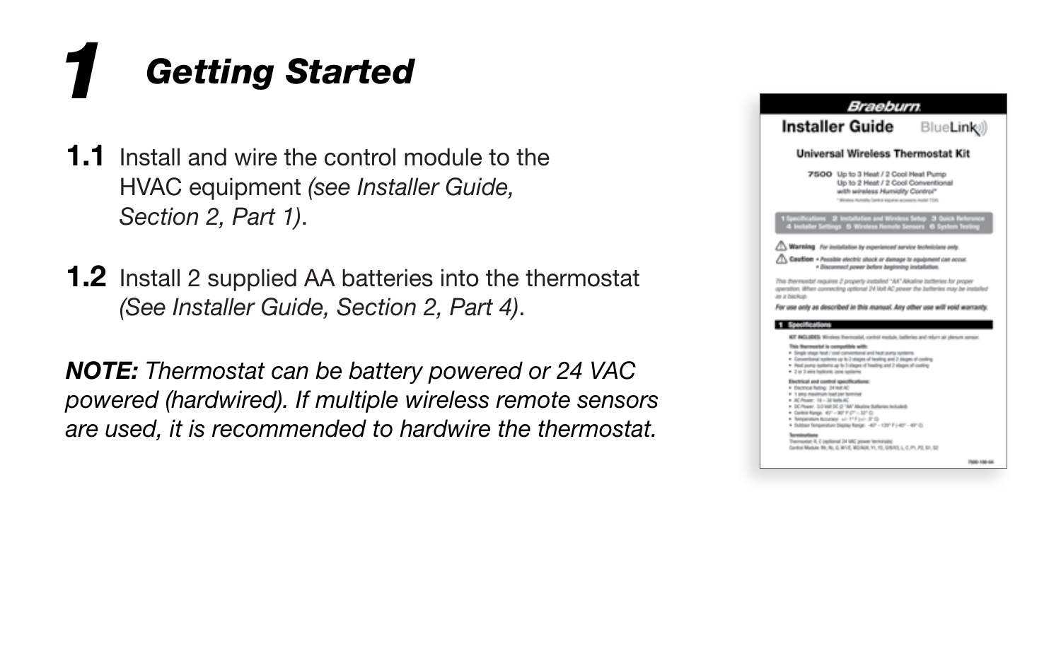# 1 Getting Started

**1.1** Install and wire the control module to the HVAC equipment *(see Installer Guide, Section 2, Part 1)*.

**1.2** Install 2 supplied AA batteries into the thermostat *(See Installer Guide, Section 2, Part 4)*.

***NOTE:*** *Thermostat can be battery powered or 24 VAC powered (hardwired). If multiple wireless remote sensors are used, it is recommended to hardwire the thermostat.*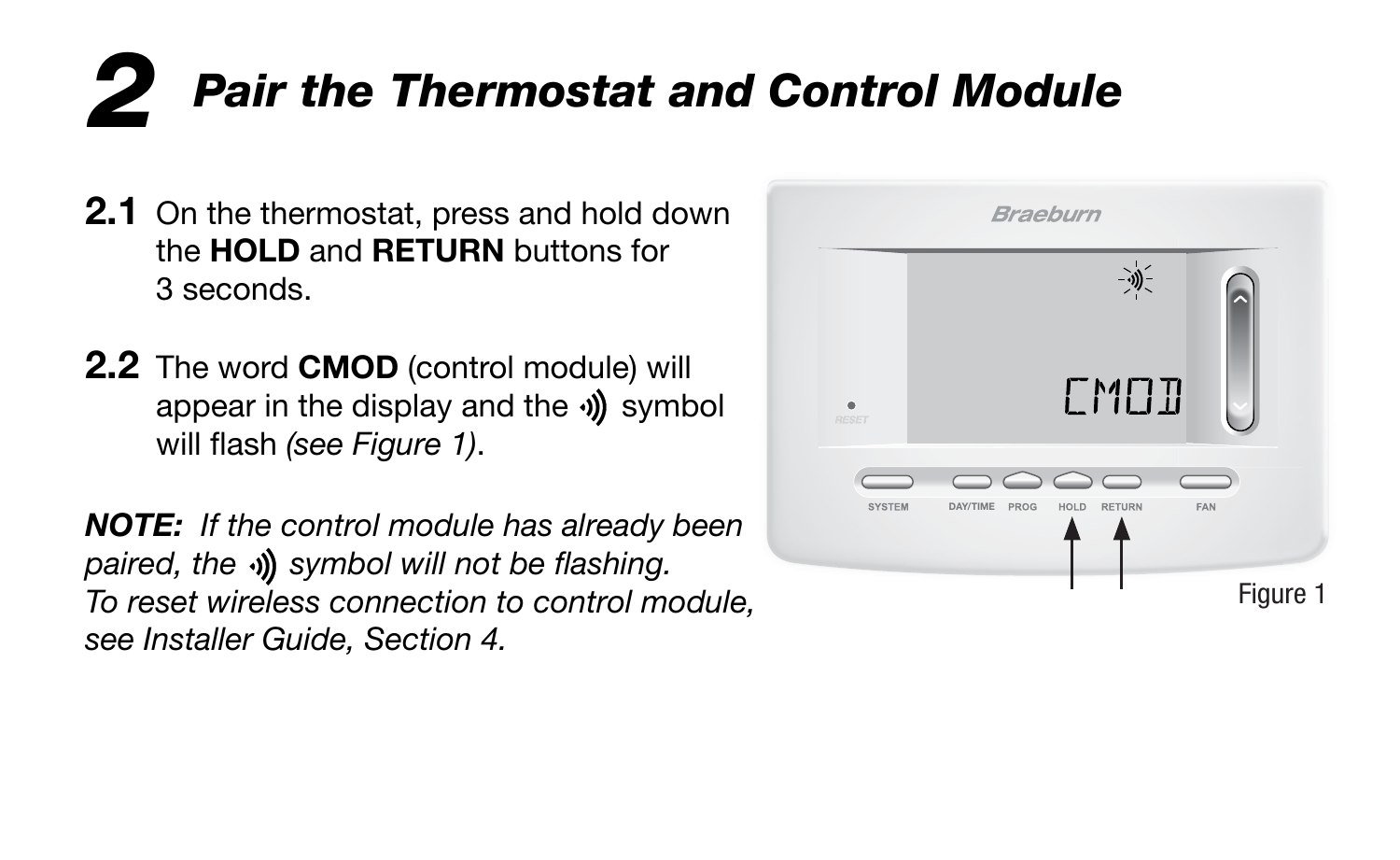# 2 *Pair the Thermostat and Control Module*

**2.1** On the thermostat, press and hold down the **HOLD** and **RETURN** buttons for 3 seconds.

**2.2** The word **CMOD** (control module) will appear in the display and the ·)) symbol will flash *(see Figure 1)*.

***NOTE:*** *If the control module has already been paired, the ·)) symbol will not be flashing. To reset wireless connection to control module, see Installer Guide, Section 4.*

Figure 1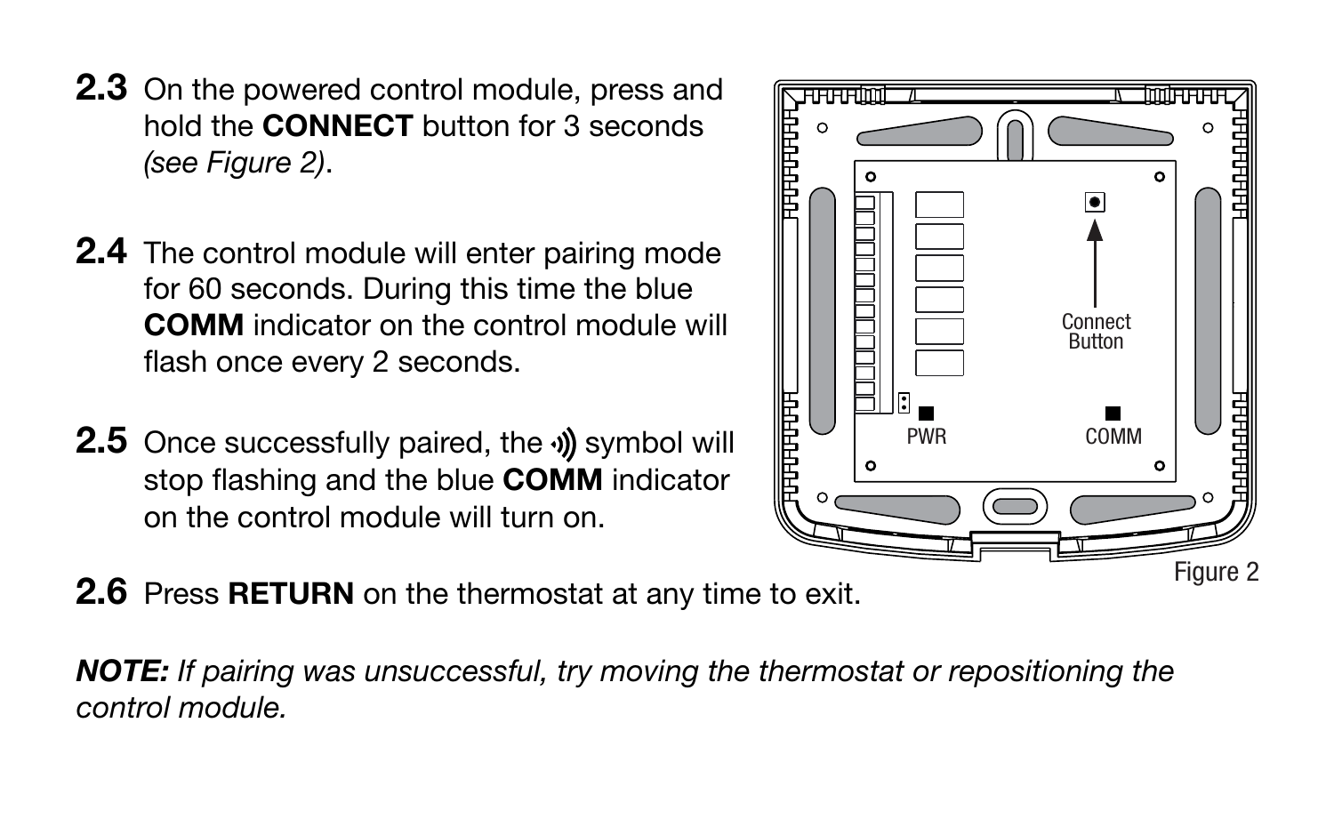**2.3** On the powered control module, press and hold the **CONNECT** button for 3 seconds *(see Figure 2)*.

**2.4** The control module will enter pairing mode for 60 seconds. During this time the blue **COMM** indicator on the control module will flash once every 2 seconds.

**2.5** Once successfully paired, the ·)) symbol will stop flashing and the blue **COMM** indicator on the control module will turn on.

**2.6** Press **RETURN** on the thermostat at any time to exit.

Connect Button

PWR

COMM

Figure 2

***NOTE:*** *If pairing was unsuccessful, try moving the thermostat or repositioning the control module.*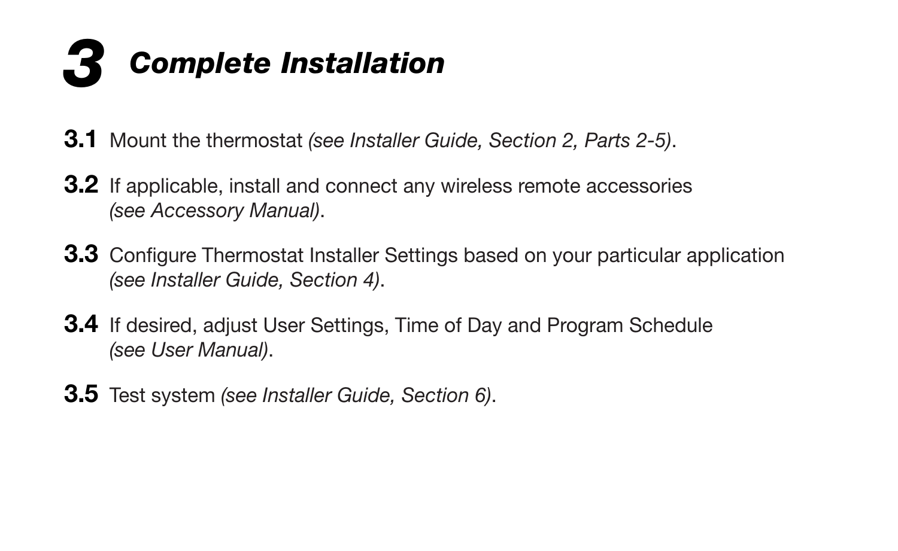# 3 *Complete Installation*

**3.1** Mount the thermostat *(see Installer Guide, Section 2, Parts 2-5)*.

**3.2** If applicable, install and connect any wireless remote accessories *(see Accessory Manual)*.

**3.3** Configure Thermostat Installer Settings based on your particular application *(see Installer Guide, Section 4)*.

**3.4** If desired, adjust User Settings, Time of Day and Program Schedule *(see User Manual)*.

**3.5** Test system *(see Installer Guide, Section 6)*.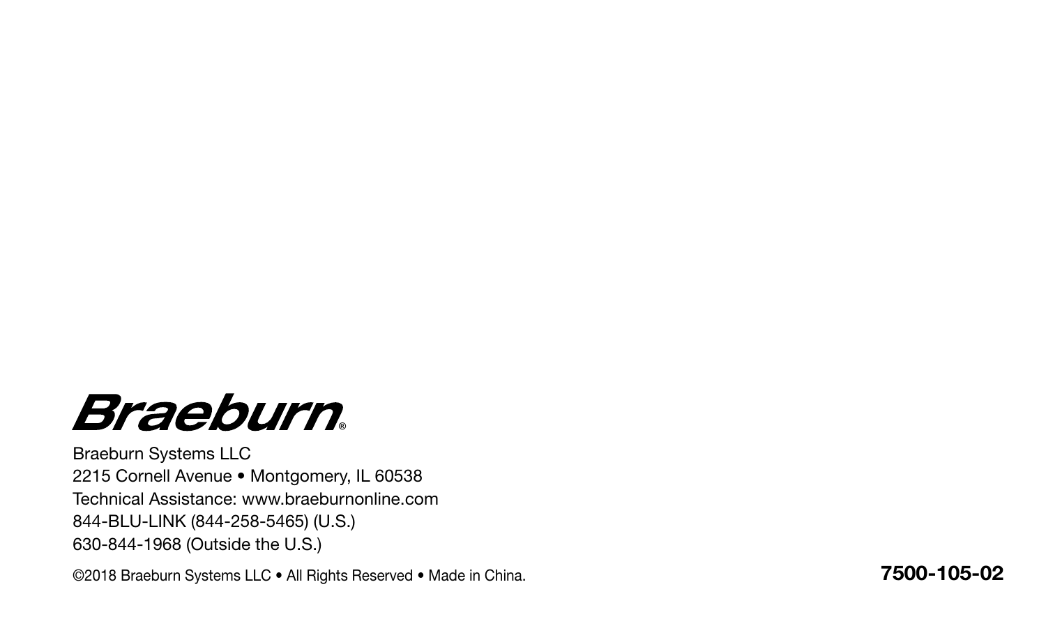# Braeburn®

Braeburn Systems LLC
2215 Cornell Avenue • Montgomery, IL 60538
Technical Assistance: www.braeburnonline.com
844-BLU-LINK (844-258-5465) (U.S.)
630-844-1968 (Outside the U.S.)

©2018 Braeburn Systems LLC • All Rights Reserved • Made in China.

**7500-105-02**